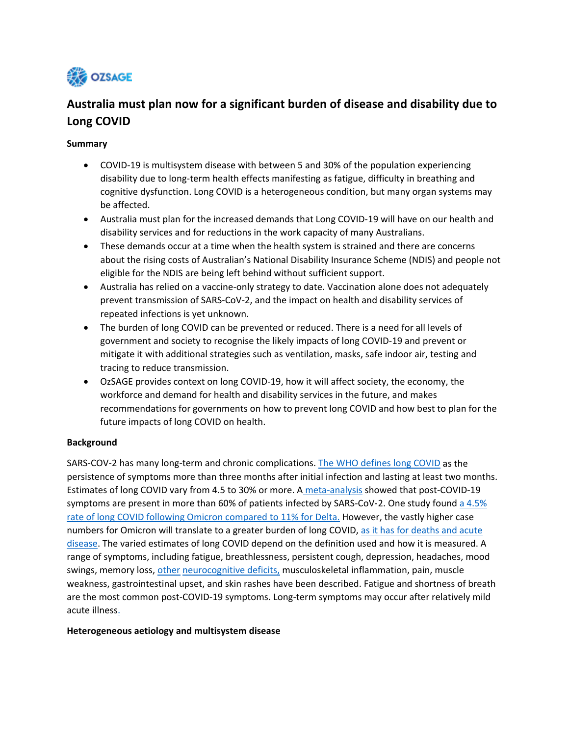OZSAGE

# Australia must plan now for a significant burden of disease and disability due to Long COVID

**Summary**

- COVID-19 is multisystem disease with between 5 and 30% of the population experiencing disability due to long-term health effects manifesting as fatigue, difficulty in breathing and cognitive dysfunction. Long COVID is a heterogeneous condition, but many organ systems may be affected.
- Australia must plan for the increased demands that Long COVID-19 will have on our health and disability services and for reductions in the work capacity of many Australians.
- These demands occur at a time when the health system is strained and there are concerns about the rising costs of Australian's National Disability Insurance Scheme (NDIS) and people not eligible for the NDIS are being left behind without sufficient support.
- Australia has relied on a vaccine-only strategy to date. Vaccination alone does not adequately prevent transmission of SARS-CoV-2, and the impact on health and disability services of repeated infections is yet unknown.
- The burden of long COVID can be prevented or reduced. There is a need for all levels of government and society to recognise the likely impacts of long COVID-19 and prevent or mitigate it with additional strategies such as ventilation, masks, safe indoor air, testing and tracing to reduce transmission.
- OzSAGE provides context on long COVID-19, how it will affect society, the economy, the workforce and demand for health and disability services in the future, and makes recommendations for governments on how to prevent long COVID and how best to plan for the future impacts of long COVID on health.

**Background**

SARS-COV-2 has many long-term and chronic complications. The WHO defines long COVID as the persistence of symptoms more than three months after initial infection and lasting at least two months. Estimates of long COVID vary from 4.5 to 30% or more. A meta-analysis showed that post-COVID-19 symptoms are present in more than 60% of patients infected by SARS-CoV-2. One study found a 4.5% rate of long COVID following Omicron compared to 11% for Delta. However, the vastly higher case numbers for Omicron will translate to a greater burden of long COVID, as it has for deaths and acute disease. The varied estimates of long COVID depend on the definition used and how it is measured. A range of symptoms, including fatigue, breathlessness, persistent cough, depression, headaches, mood swings, memory loss, other neurocognitive deficits, musculoskeletal inflammation, pain, muscle weakness, gastrointestinal upset, and skin rashes have been described. Fatigue and shortness of breath are the most common post-COVID-19 symptoms. Long-term symptoms may occur after relatively mild acute illness.

**Heterogeneous aetiology and multisystem disease**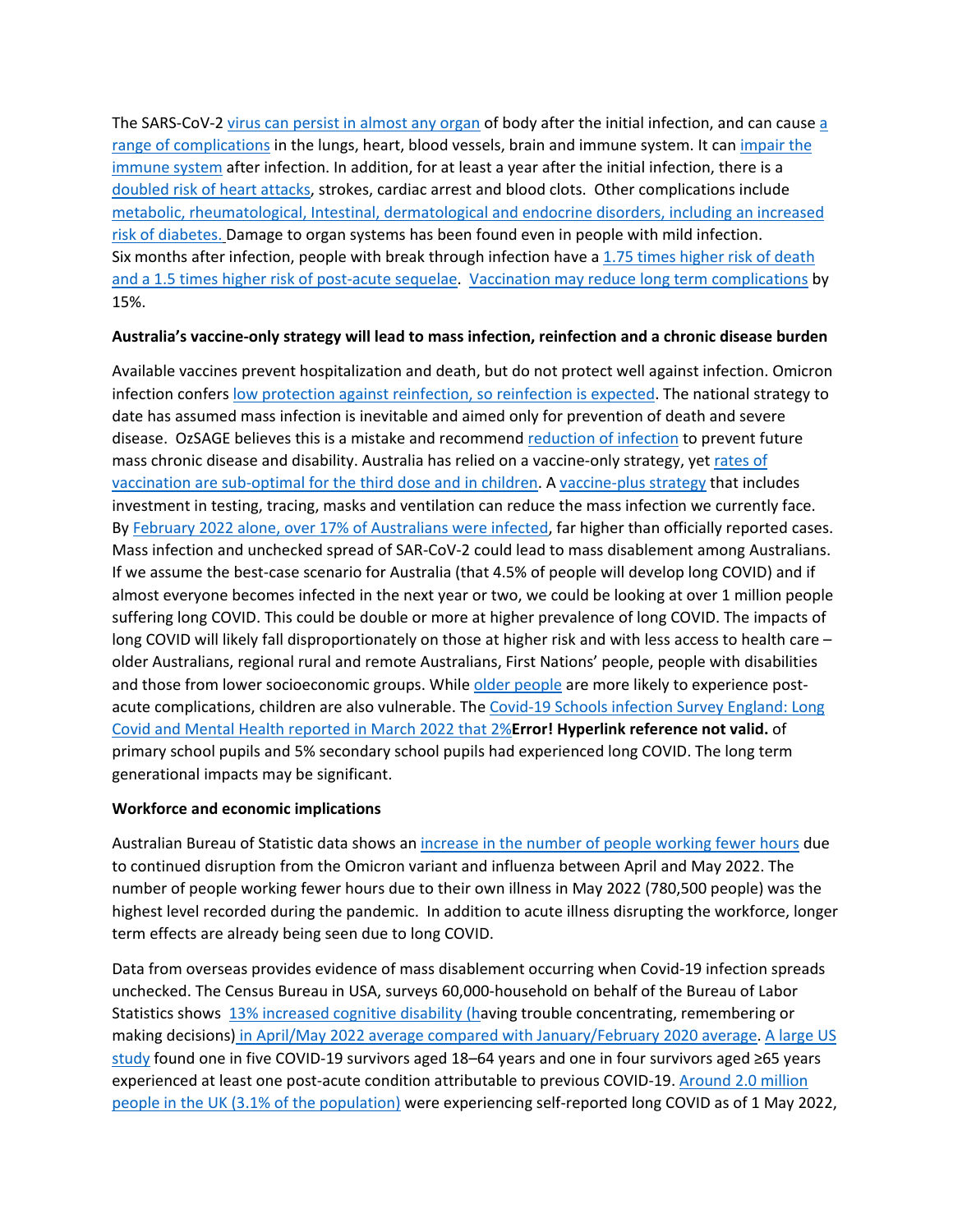The SARS-CoV-2 virus can persist in almost any organ of body after the initial infection, and can cause a range of complications in the lungs, heart, blood vessels, brain and immune system. It can impair the immune system after infection. In addition, for at least a year after the initial infection, there is a doubled risk of heart attacks, strokes, cardiac arrest and blood clots. Other complications include metabolic, rheumatological, Intestinal, dermatological and endocrine disorders, including an increased risk of diabetes. Damage to organ systems has been found even in people with mild infection. Six months after infection, people with break through infection have a 1.75 times higher risk of death and a 1.5 times higher risk of post-acute sequelae. Vaccination may reduce long term complications by 15%.

**Australia's vaccine-only strategy will lead to mass infection, reinfection and a chronic disease burden**

Available vaccines prevent hospitalization and death, but do not protect well against infection. Omicron infection confers low protection against reinfection, so reinfection is expected. The national strategy to date has assumed mass infection is inevitable and aimed only for prevention of death and severe disease. OzSAGE believes this is a mistake and recommend reduction of infection to prevent future mass chronic disease and disability. Australia has relied on a vaccine-only strategy, yet rates of vaccination are sub-optimal for the third dose and in children. A vaccine-plus strategy that includes investment in testing, tracing, masks and ventilation can reduce the mass infection we currently face. By February 2022 alone, over 17% of Australians were infected, far higher than officially reported cases. Mass infection and unchecked spread of SAR-CoV-2 could lead to mass disablement among Australians. If we assume the best-case scenario for Australia (that 4.5% of people will develop long COVID) and if almost everyone becomes infected in the next year or two, we could be looking at over 1 million people suffering long COVID. This could be double or more at higher prevalence of long COVID. The impacts of long COVID will likely fall disproportionately on those at higher risk and with less access to health care – older Australians, regional rural and remote Australians, First Nations' people, people with disabilities and those from lower socioeconomic groups. While older people are more likely to experience post-acute complications, children are also vulnerable. The Covid-19 Schools infection Survey England: Long Covid and Mental Health reported in March 2022 that 2%**Error! Hyperlink reference not valid.** of primary school pupils and 5% secondary school pupils had experienced long COVID. The long term generational impacts may be significant.

**Workforce and economic implications**

Australian Bureau of Statistic data shows an increase in the number of people working fewer hours due to continued disruption from the Omicron variant and influenza between April and May 2022. The number of people working fewer hours due to their own illness in May 2022 (780,500 people) was the highest level recorded during the pandemic. In addition to acute illness disrupting the workforce, longer term effects are already being seen due to long COVID.

Data from overseas provides evidence of mass disablement occurring when Covid-19 infection spreads unchecked. The Census Bureau in USA, surveys 60,000-household on behalf of the Bureau of Labor Statistics shows 13% increased cognitive disability (having trouble concentrating, remembering or making decisions) in April/May 2022 average compared with January/February 2020 average. A large US study found one in five COVID-19 survivors aged 18–64 years and one in four survivors aged ≥65 years experienced at least one post-acute condition attributable to previous COVID-19. Around 2.0 million people in the UK (3.1% of the population) were experiencing self-reported long COVID as of 1 May 2022,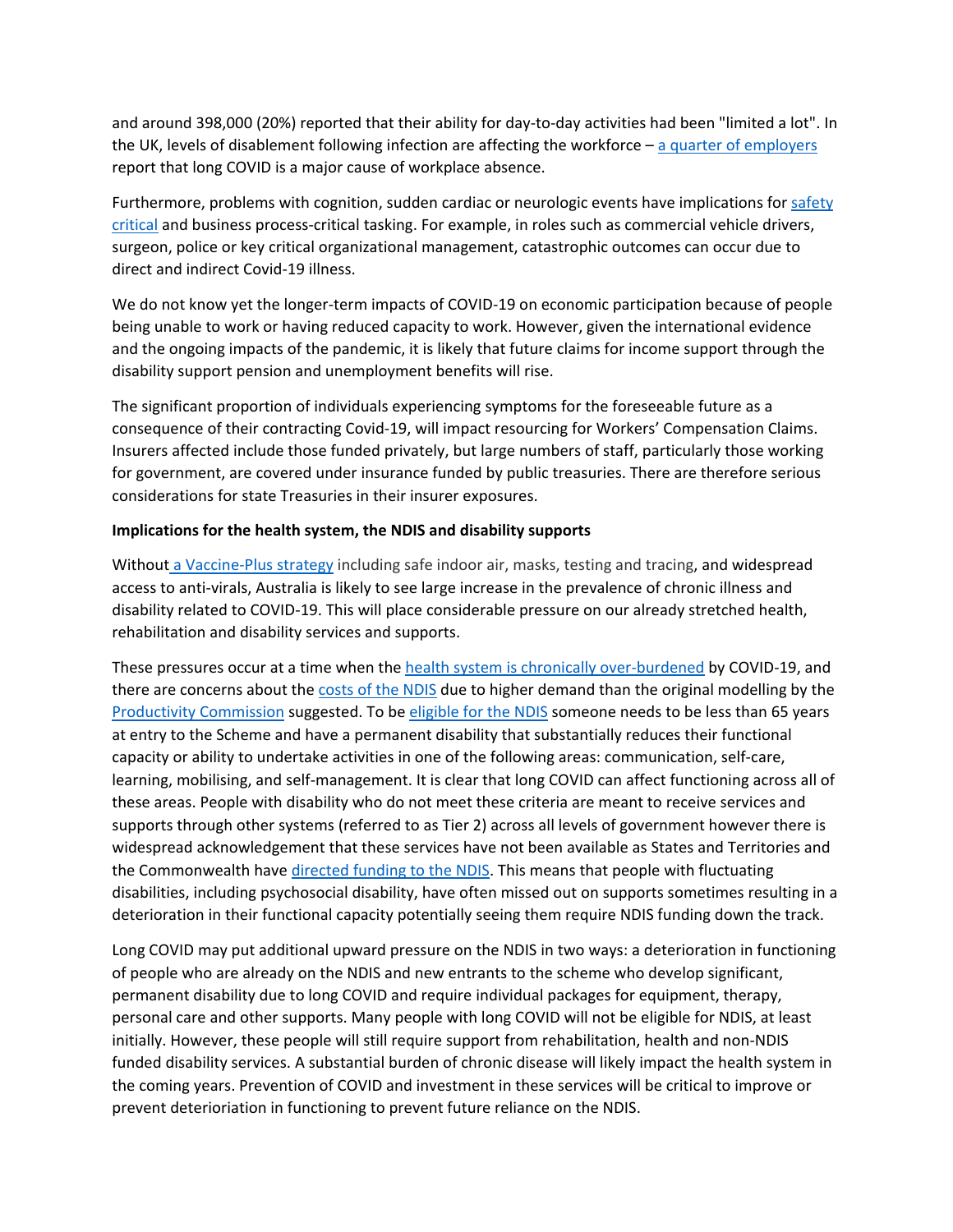and around 398,000 (20%) reported that their ability for day-to-day activities had been "limited a lot". In the UK, levels of disablement following infection are affecting the workforce – a quarter of employers report that long COVID is a major cause of workplace absence.

Furthermore, problems with cognition, sudden cardiac or neurologic events have implications for safety critical and business process-critical tasking. For example, in roles such as commercial vehicle drivers, surgeon, police or key critical organizational management, catastrophic outcomes can occur due to direct and indirect Covid-19 illness.

We do not know yet the longer-term impacts of COVID-19 on economic participation because of people being unable to work or having reduced capacity to work. However, given the international evidence and the ongoing impacts of the pandemic, it is likely that future claims for income support through the disability support pension and unemployment benefits will rise.

The significant proportion of individuals experiencing symptoms for the foreseeable future as a consequence of their contracting Covid-19, will impact resourcing for Workers' Compensation Claims. Insurers affected include those funded privately, but large numbers of staff, particularly those working for government, are covered under insurance funded by public treasuries. There are therefore serious considerations for state Treasuries in their insurer exposures.

**Implications for the health system, the NDIS and disability supports**

Without a Vaccine-Plus strategy including safe indoor air, masks, testing and tracing, and widespread access to anti-virals, Australia is likely to see large increase in the prevalence of chronic illness and disability related to COVID-19. This will place considerable pressure on our already stretched health, rehabilitation and disability services and supports.

These pressures occur at a time when the health system is chronically over-burdened by COVID-19, and there are concerns about the costs of the NDIS due to higher demand than the original modelling by the Productivity Commission suggested. To be eligible for the NDIS someone needs to be less than 65 years at entry to the Scheme and have a permanent disability that substantially reduces their functional capacity or ability to undertake activities in one of the following areas: communication, self-care, learning, mobilising, and self-management. It is clear that long COVID can affect functioning across all of these areas. People with disability who do not meet these criteria are meant to receive services and supports through other systems (referred to as Tier 2) across all levels of government however there is widespread acknowledgement that these services have not been available as States and Territories and the Commonwealth have directed funding to the NDIS. This means that people with fluctuating disabilities, including psychosocial disability, have often missed out on supports sometimes resulting in a deterioration in their functional capacity potentially seeing them require NDIS funding down the track.

Long COVID may put additional upward pressure on the NDIS in two ways: a deterioration in functioning of people who are already on the NDIS and new entrants to the scheme who develop significant, permanent disability due to long COVID and require individual packages for equipment, therapy, personal care and other supports. Many people with long COVID will not be eligible for NDIS, at least initially. However, these people will still require support from rehabilitation, health and non-NDIS funded disability services. A substantial burden of chronic disease will likely impact the health system in the coming years. Prevention of COVID and investment in these services will be critical to improve or prevent deterioriation in functioning to prevent future reliance on the NDIS.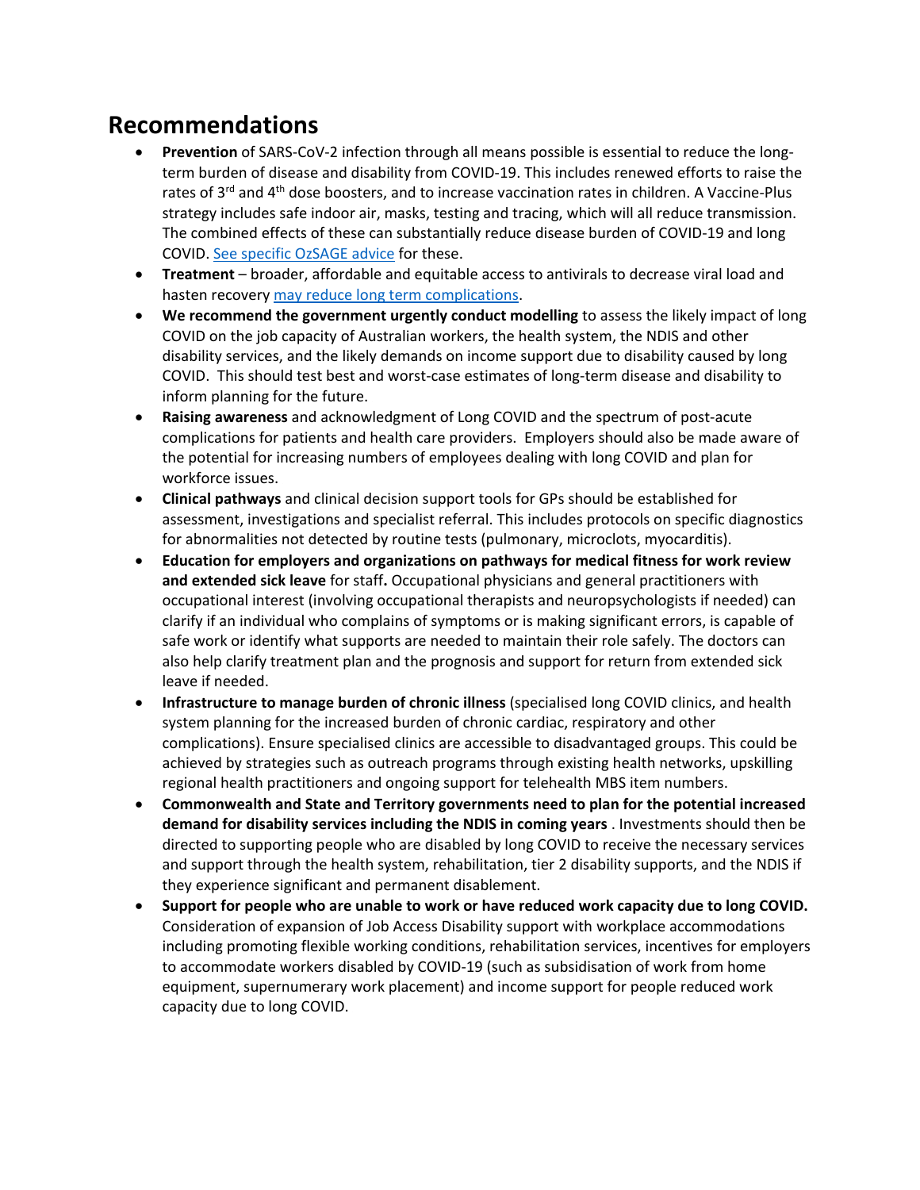## Recommendations

- **Prevention** of SARS-CoV-2 infection through all means possible is essential to reduce the long-term burden of disease and disability from COVID-19. This includes renewed efforts to raise the rates of 3rd and 4th dose boosters, and to increase vaccination rates in children. A Vaccine-Plus strategy includes safe indoor air, masks, testing and tracing, which will all reduce transmission. The combined effects of these can substantially reduce disease burden of COVID-19 and long COVID. See specific OzSAGE advice for these.
- **Treatment** – broader, affordable and equitable access to antivirals to decrease viral load and hasten recovery may reduce long term complications.
- **We recommend the government urgently conduct modelling** to assess the likely impact of long COVID on the job capacity of Australian workers, the health system, the NDIS and other disability services, and the likely demands on income support due to disability caused by long COVID. This should test best and worst-case estimates of long-term disease and disability to inform planning for the future.
- **Raising awareness** and acknowledgment of Long COVID and the spectrum of post-acute complications for patients and health care providers. Employers should also be made aware of the potential for increasing numbers of employees dealing with long COVID and plan for workforce issues.
- **Clinical pathways** and clinical decision support tools for GPs should be established for assessment, investigations and specialist referral. This includes protocols on specific diagnostics for abnormalities not detected by routine tests (pulmonary, microclots, myocarditis).
- **Education for employers and organizations on pathways for medical fitness for work review and extended sick leave** for staff**.** Occupational physicians and general practitioners with occupational interest (involving occupational therapists and neuropsychologists if needed) can clarify if an individual who complains of symptoms or is making significant errors, is capable of safe work or identify what supports are needed to maintain their role safely. The doctors can also help clarify treatment plan and the prognosis and support for return from extended sick leave if needed.
- **Infrastructure to manage burden of chronic illness** (specialised long COVID clinics, and health system planning for the increased burden of chronic cardiac, respiratory and other complications). Ensure specialised clinics are accessible to disadvantaged groups. This could be achieved by strategies such as outreach programs through existing health networks, upskilling regional health practitioners and ongoing support for telehealth MBS item numbers.
- **Commonwealth and State and Territory governments need to plan for the potential increased demand for disability services including the NDIS in coming years** . Investments should then be directed to supporting people who are disabled by long COVID to receive the necessary services and support through the health system, rehabilitation, tier 2 disability supports, and the NDIS if they experience significant and permanent disablement.
- **Support for people who are unable to work or have reduced work capacity due to long COVID.** Consideration of expansion of Job Access Disability support with workplace accommodations including promoting flexible working conditions, rehabilitation services, incentives for employers to accommodate workers disabled by COVID-19 (such as subsidisation of work from home equipment, supernumerary work placement) and income support for people reduced work capacity due to long COVID.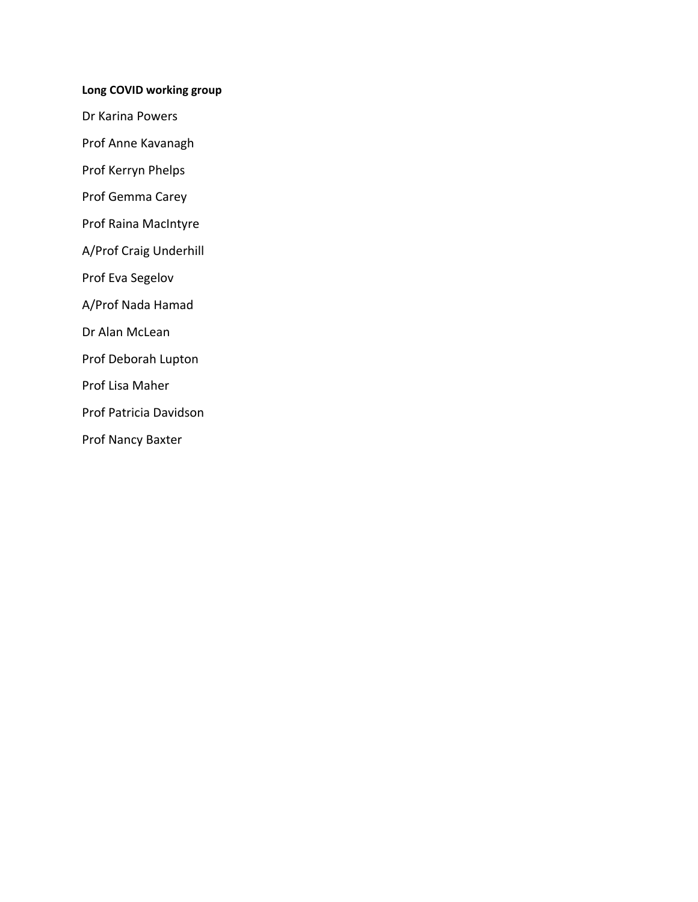**Long COVID working group**

Dr Karina Powers

Prof Anne Kavanagh

Prof Kerryn Phelps

Prof Gemma Carey

Prof Raina MacIntyre

A/Prof Craig Underhill

Prof Eva Segelov

A/Prof Nada Hamad

Dr Alan McLean

Prof Deborah Lupton

Prof Lisa Maher

Prof Patricia Davidson

Prof Nancy Baxter